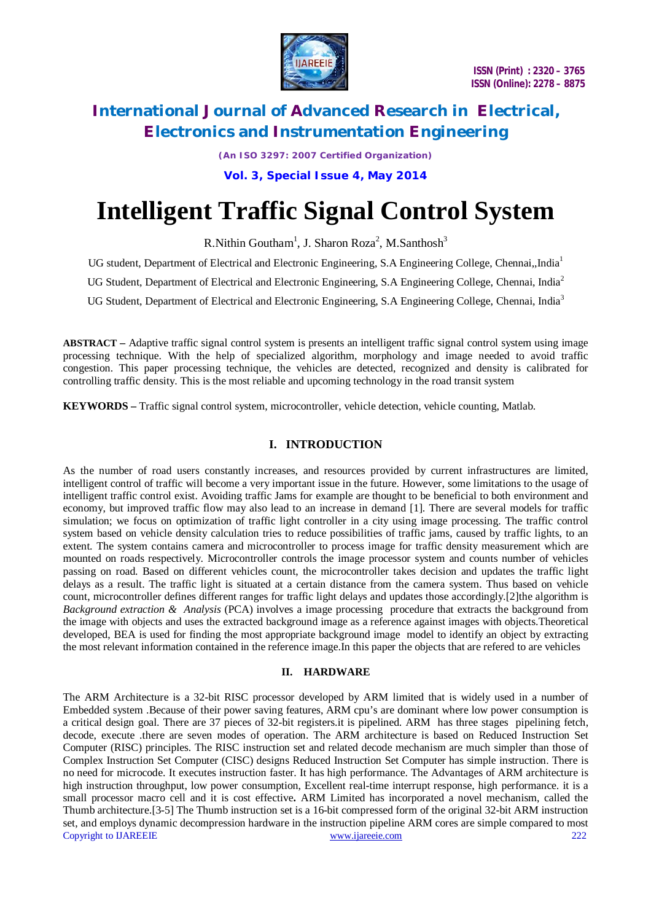# Intelligent Traffic Signal Control System

R.Nithin Goutham[1], J. Sharon Roza[2], M.Santhosh[3]

UG student, Department of Electrical and Electronic Engineering, S.A Engineering College, Chennai,,India[1]

UG Student, Department of Electrical and Electronic Engineering, S.A Engineering College, Chennai, India[2]

UG Student, Department of Electrical and Electronic Engineering, S.A Engineering College, Chennai, India[3]

**ABSTRACT –** Adaptive traffic signal control system is presents an intelligent traffic signal control system using image processing technique. With the help of specialized algorithm, morphology and image needed to avoid traffic congestion. This paper processing technique, the vehicles are detected, recognized and density is calibrated for controlling traffic density. This is the most reliable and upcoming technology in the road transit system

**KEYWORDS –** Traffic signal control system, microcontroller, vehicle detection, vehicle counting, Matlab.

## I. INTRODUCTION

As the number of road users constantly increases, and resources provided by current infrastructures are limited, intelligent control of traffic will become a very important issue in the future. However, some limitations to the usage of intelligent traffic control exist. Avoiding traffic Jams for example are thought to be beneficial to both environment and economy, but improved traffic flow may also lead to an increase in demand [1]. There are several models for traffic simulation; we focus on optimization of traffic light controller in a city using image processing. The traffic control system based on vehicle density calculation tries to reduce possibilities of traffic jams, caused by traffic lights, to an extent. The system contains camera and microcontroller to process image for traffic density measurement which are mounted on roads respectively. Microcontroller controls the image processor system and counts number of vehicles passing on road. Based on different vehicles count, the microcontroller takes decision and updates the traffic light delays as a result. The traffic light is situated at a certain distance from the camera system. Thus based on vehicle count, microcontroller defines different ranges for traffic light delays and updates those accordingly.[2]the algorithm is *Background extraction & Analysis* (PCA) involves a image processing procedure that extracts the background from the image with objects and uses the extracted background image as a reference against images with objects.Theoretical developed, BEA is used for finding the most appropriate background image model to identify an object by extracting the most relevant information contained in the reference image.In this paper the objects that are refered to are vehicles

## II. HARDWARE

The ARM Architecture is a 32-bit RISC processor developed by ARM limited that is widely used in a number of Embedded system .Because of their power saving features, ARM cpu's are dominant where low power consumption is a critical design goal. There are 37 pieces of 32-bit registers.it is pipelined. ARM has three stages pipelining fetch, decode, execute .there are seven modes of operation. The ARM architecture is based on Reduced Instruction Set Computer (RISC) principles. The RISC instruction set and related decode mechanism are much simpler than those of Complex Instruction Set Computer (CISC) designs Reduced Instruction Set Computer has simple instruction. There is no need for microcode. It executes instruction faster. It has high performance. The Advantages of ARM architecture is high instruction throughput, low power consumption, Excellent real-time interrupt response, high performance. it is a small processor macro cell and it is cost effective**.** ARM Limited has incorporated a novel mechanism, called the Thumb architecture.[3-5] The Thumb instruction set is a 16-bit compressed form of the original 32-bit ARM instruction set, and employs dynamic decompression hardware in the instruction pipeline ARM cores are simple compared to most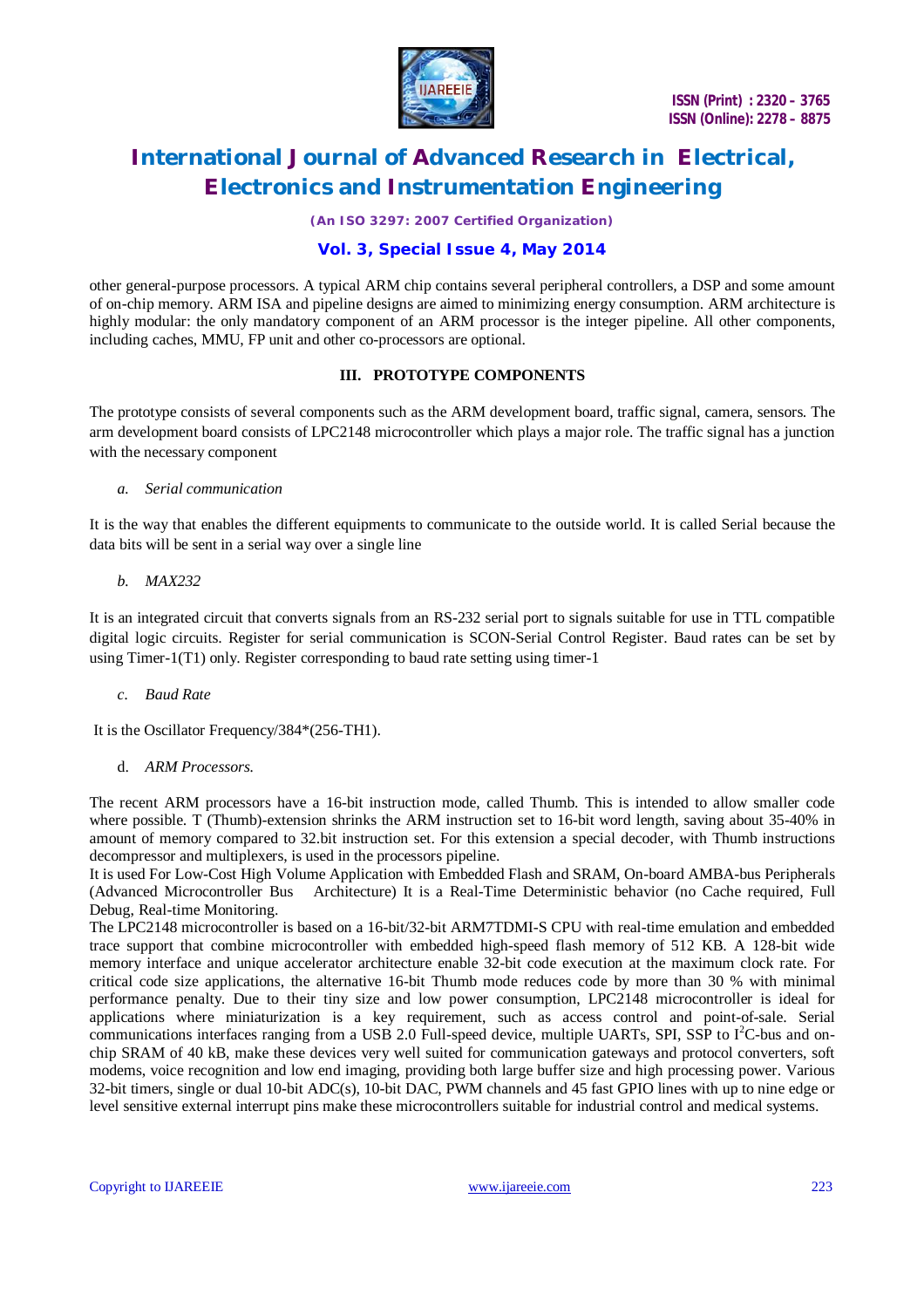other general-purpose processors. A typical ARM chip contains several peripheral controllers, a DSP and some amount of on-chip memory. ARM ISA and pipeline designs are aimed to minimizing energy consumption. ARM architecture is highly modular: the only mandatory component of an ARM processor is the integer pipeline. All other components, including caches, MMU, FP unit and other co-processors are optional.

## III. PROTOTYPE COMPONENTS

The prototype consists of several components such as the ARM development board, traffic signal, camera, sensors. The arm development board consists of LPC2148 microcontroller which plays a major role. The traffic signal has a junction with the necessary component

### *a. Serial communication*

It is the way that enables the different equipments to communicate to the outside world. It is called Serial because the data bits will be sent in a serial way over a single line

### *b. MAX232*

It is an integrated circuit that converts signals from an RS-232 serial port to signals suitable for use in TTL compatible digital logic circuits. Register for serial communication is SCON-Serial Control Register. Baud rates can be set by using Timer-1(T1) only. Register corresponding to baud rate setting using timer-1

### *c. Baud Rate*

It is the Oscillator Frequency/384*(256-TH1).

### d. *ARM Processors.*

The recent ARM processors have a 16-bit instruction mode, called Thumb. This is intended to allow smaller code where possible. T (Thumb)-extension shrinks the ARM instruction set to 16-bit word length, saving about 35-40% in amount of memory compared to 32.bit instruction set. For this extension a special decoder, with Thumb instructions decompressor and multiplexers, is used in the processors pipeline.

It is used For Low-Cost High Volume Application with Embedded Flash and SRAM, On-board AMBA-bus Peripherals (Advanced Microcontroller Bus Architecture) It is a Real-Time Deterministic behavior (no Cache required, Full Debug, Real-time Monitoring.

The LPC2148 microcontroller is based on a 16-bit/32-bit ARM7TDMI-S CPU with real-time emulation and embedded trace support that combine microcontroller with embedded high-speed flash memory of 512 KB. A 128-bit wide memory interface and unique accelerator architecture enable 32-bit code execution at the maximum clock rate. For critical code size applications, the alternative 16-bit Thumb mode reduces code by more than 30 % with minimal performance penalty. Due to their tiny size and low power consumption, LPC2148 microcontroller is ideal for applications where miniaturization is a key requirement, such as access control and point-of-sale. Serial communications interfaces ranging from a USB 2.0 Full-speed device, multiple UARTs, SPI, SSP to $I^2C$-bus and on-chip SRAM of 40 kB, make these devices very well suited for communication gateways and protocol converters, soft modems, voice recognition and low end imaging, providing both large buffer size and high processing power. Various 32-bit timers, single or dual 10-bit ADC(s), 10-bit DAC, PWM channels and 45 fast GPIO lines with up to nine edge or level sensitive external interrupt pins make these microcontrollers suitable for industrial control and medical systems.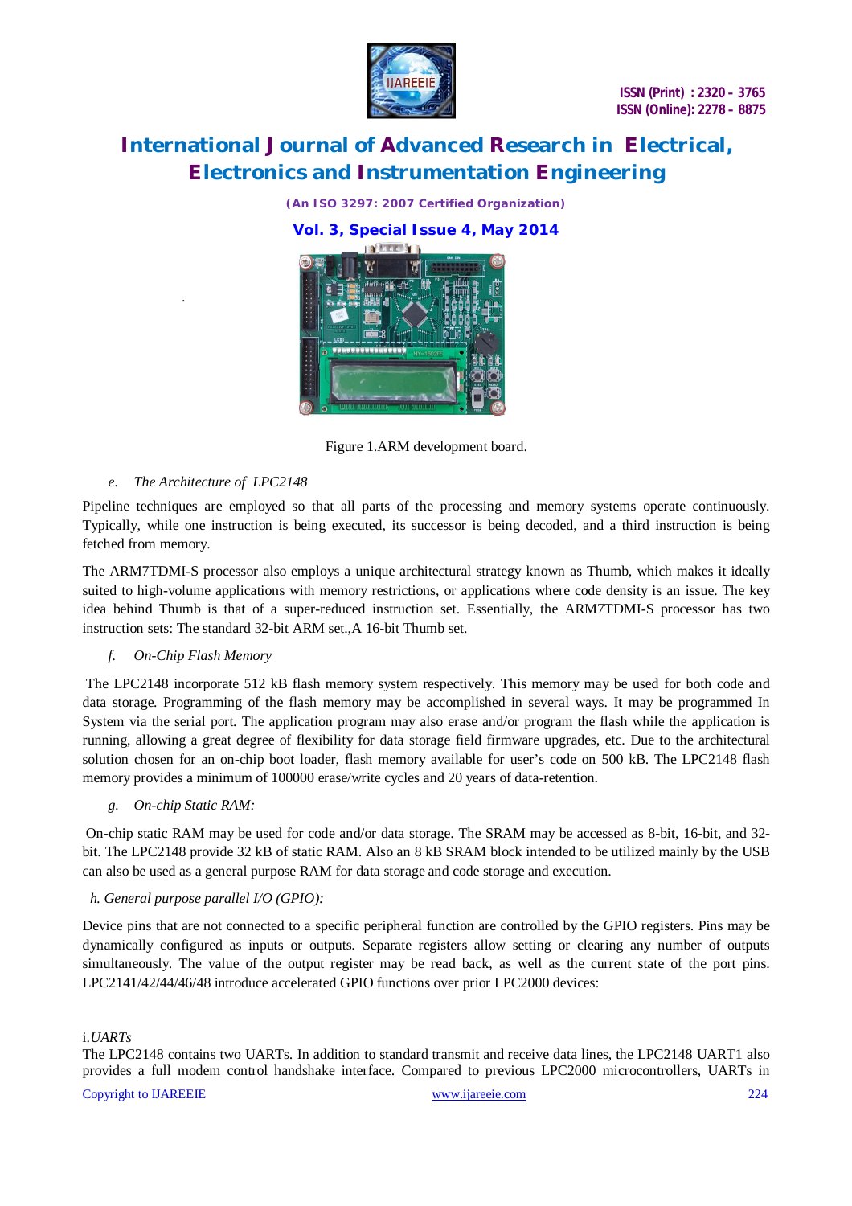Figure 1.ARM development board.

*e. The Architecture of LPC2148*

Pipeline techniques are employed so that all parts of the processing and memory systems operate continuously. Typically, while one instruction is being executed, its successor is being decoded, and a third instruction is being fetched from memory.

The ARM7TDMI-S processor also employs a unique architectural strategy known as Thumb, which makes it ideally suited to high-volume applications with memory restrictions, or applications where code density is an issue. The key idea behind Thumb is that of a super-reduced instruction set. Essentially, the ARM7TDMI-S processor has two instruction sets: The standard 32-bit ARM set.,A 16-bit Thumb set.

*f. On-Chip Flash Memory*

The LPC2148 incorporate 512 kB flash memory system respectively. This memory may be used for both code and data storage. Programming of the flash memory may be accomplished in several ways. It may be programmed In System via the serial port. The application program may also erase and/or program the flash while the application is running, allowing a great degree of flexibility for data storage field firmware upgrades, etc. Due to the architectural solution chosen for an on-chip boot loader, flash memory available for user's code on 500 kB. The LPC2148 flash memory provides a minimum of 100000 erase/write cycles and 20 years of data-retention.

*g. On-chip Static RAM:*

On-chip static RAM may be used for code and/or data storage. The SRAM may be accessed as 8-bit, 16-bit, and 32-bit. The LPC2148 provide 32 kB of static RAM. Also an 8 kB SRAM block intended to be utilized mainly by the USB can also be used as a general purpose RAM for data storage and code storage and execution.

*h. General purpose parallel I/O (GPIO):*

Device pins that are not connected to a specific peripheral function are controlled by the GPIO registers. Pins may be dynamically configured as inputs or outputs. Separate registers allow setting or clearing any number of outputs simultaneously. The value of the output register may be read back, as well as the current state of the port pins. LPC2141/42/44/46/48 introduce accelerated GPIO functions over prior LPC2000 devices:

i.*UARTs*

The LPC2148 contains two UARTs. In addition to standard transmit and receive data lines, the LPC2148 UART1 also provides a full modem control handshake interface. Compared to previous LPC2000 microcontrollers, UARTs in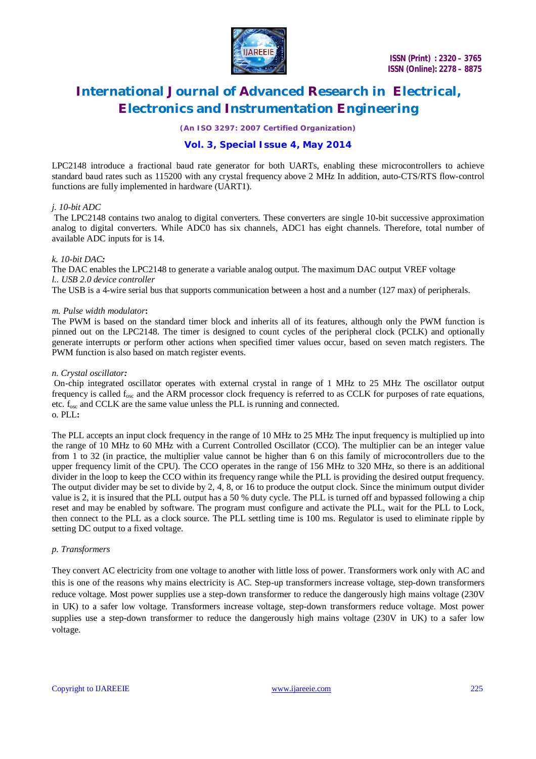LPC2148 introduce a fractional baud rate generator for both UARTs, enabling these microcontrollers to achieve standard baud rates such as 115200 with any crystal frequency above 2 MHz In addition, auto-CTS/RTS flow-control functions are fully implemented in hardware (UART1).

*j. 10-bit ADC*

The LPC2148 contains two analog to digital converters. These converters are single 10-bit successive approximation analog to digital converters. While ADC0 has six channels, ADC1 has eight channels. Therefore, total number of available ADC inputs for is 14.

*k. 10-bit DAC:*

The DAC enables the LPC2148 to generate a variable analog output. The maximum DAC output VREF voltage

*l.. USB 2.0 device controller*

The USB is a 4-wire serial bus that supports communication between a host and a number (127 max) of peripherals.

*m. Pulse width modulator***:**

The PWM is based on the standard timer block and inherits all of its features, although only the PWM function is pinned out on the LPC2148. The timer is designed to count cycles of the peripheral clock (PCLK) and optionally generate interrupts or perform other actions when specified timer values occur, based on seven match registers. The PWM function is also based on match register events.

*n. Crystal oscillator:*

On-chip integrated oscillator operates with external crystal in range of 1 MHz to 25 MHz The oscillator output frequency is called $f_{osc}$ and the ARM processor clock frequency is referred to as CCLK for purposes of rate equations, etc. $f_{osc}$ and CCLK are the same value unless the PLL is running and connected.

o. PLL**:**

The PLL accepts an input clock frequency in the range of 10 MHz to 25 MHz The input frequency is multiplied up into the range of 10 MHz to 60 MHz with a Current Controlled Oscillator (CCO). The multiplier can be an integer value from 1 to 32 (in practice, the multiplier value cannot be higher than 6 on this family of microcontrollers due to the upper frequency limit of the CPU). The CCO operates in the range of 156 MHz to 320 MHz, so there is an additional divider in the loop to keep the CCO within its frequency range while the PLL is providing the desired output frequency. The output divider may be set to divide by 2, 4, 8, or 16 to produce the output clock. Since the minimum output divider value is 2, it is insured that the PLL output has a 50 % duty cycle. The PLL is turned off and bypassed following a chip reset and may be enabled by software. The program must configure and activate the PLL, wait for the PLL to Lock, then connect to the PLL as a clock source. The PLL settling time is 100 ms. Regulator is used to eliminate ripple by setting DC output to a fixed voltage.

*p. Transformers*

They convert AC electricity from one voltage to another with little loss of power. Transformers work only with AC and this is one of the reasons why mains electricity is AC. Step-up transformers increase voltage, step-down transformers reduce voltage. Most power supplies use a step-down transformer to reduce the dangerously high mains voltage (230V in UK) to a safer low voltage. Transformers increase voltage, step-down transformers reduce voltage. Most power supplies use a step-down transformer to reduce the dangerously high mains voltage (230V in UK) to a safer low voltage.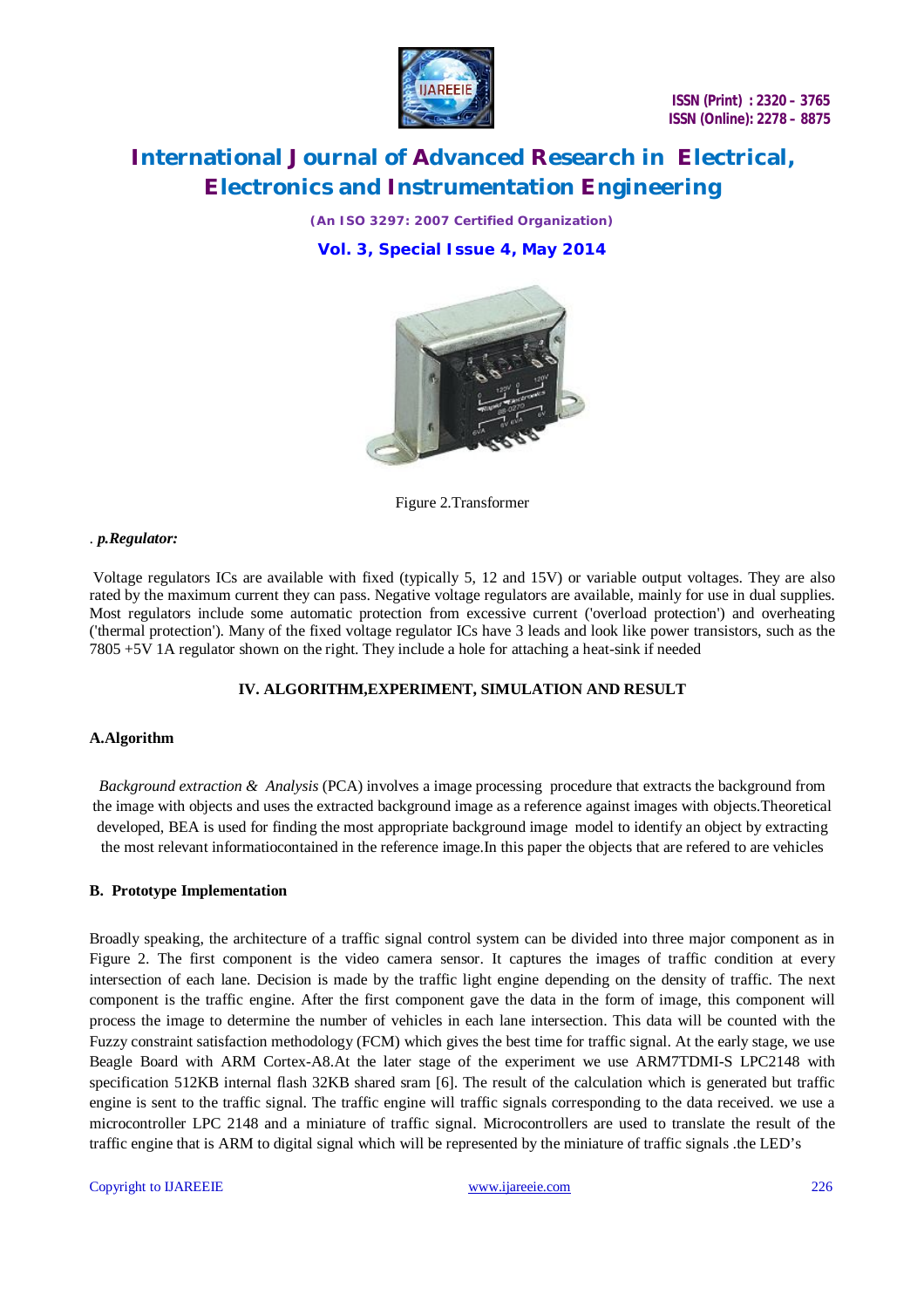Figure 2.Transformer

. ***p.Regulator:***

Voltage regulators ICs are available with fixed (typically 5, 12 and 15V) or variable output voltages. They are also rated by the maximum current they can pass. Negative voltage regulators are available, mainly for use in dual supplies. Most regulators include some automatic protection from excessive current ('overload protection') and overheating ('thermal protection'). Many of the fixed voltage regulator ICs have 3 leads and look like power transistors, such as the 7805 +5V 1A regulator shown on the right. They include a hole for attaching a heat-sink if needed

## IV. ALGORITHM,EXPERIMENT, SIMULATION AND RESULT

### A.Algorithm

*Background extraction & Analysis* (PCA) involves a image processing procedure that extracts the background from the image with objects and uses the extracted background image as a reference against images with objects.Theoretical developed, BEA is used for finding the most appropriate background image model to identify an object by extracting the most relevant informatiocontained in the reference image.In this paper the objects that are refered to are vehicles

### B. Prototype Implementation

Broadly speaking, the architecture of a traffic signal control system can be divided into three major component as in Figure 2. The first component is the video camera sensor. It captures the images of traffic condition at every intersection of each lane. Decision is made by the traffic light engine depending on the density of traffic. The next component is the traffic engine. After the first component gave the data in the form of image, this component will process the image to determine the number of vehicles in each lane intersection. This data will be counted with the Fuzzy constraint satisfaction methodology (FCM) which gives the best time for traffic signal. At the early stage, we use Beagle Board with ARM Cortex-A8.At the later stage of the experiment we use ARM7TDMI-S LPC2148 with specification 512KB internal flash 32KB shared sram [6]. The result of the calculation which is generated but traffic engine is sent to the traffic signal. The traffic engine will traffic signals corresponding to the data received. we use a microcontroller LPC 2148 and a miniature of traffic signal. Microcontrollers are used to translate the result of the traffic engine that is ARM to digital signal which will be represented by the miniature of traffic signals .the LED's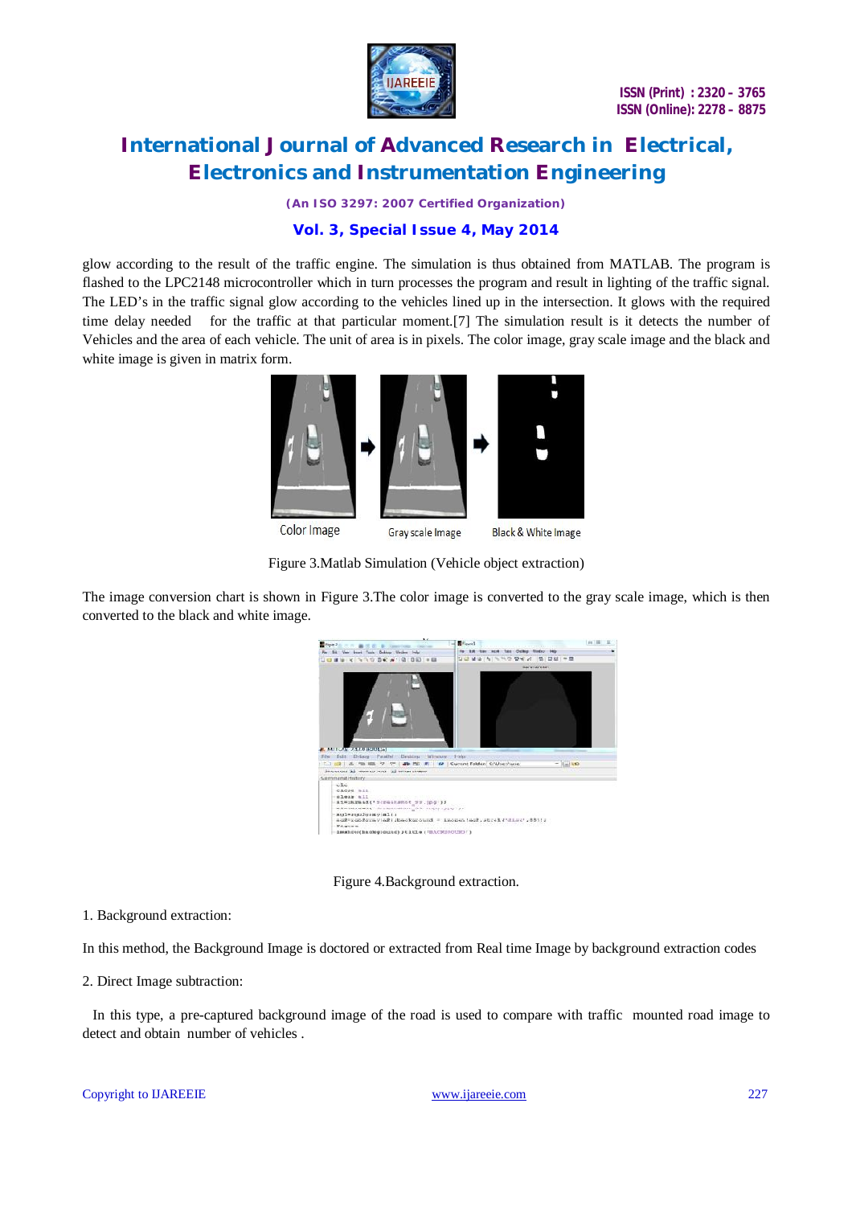glow according to the result of the traffic engine. The simulation is thus obtained from MATLAB. The program is flashed to the LPC2148 microcontroller which in turn processes the program and result in lighting of the traffic signal. The LED's in the traffic signal glow according to the vehicles lined up in the intersection. It glows with the required time delay needed for the traffic at that particular moment.[7] The simulation result is it detects the number of Vehicles and the area of each vehicle. The unit of area is in pixels. The color image, gray scale image and the black and white image is given in matrix form.

Color Image Gray scale Image Black & White Image

Figure 3.Matlab Simulation (Vehicle object extraction)

The image conversion chart is shown in Figure 3.The color image is converted to the gray scale image, which is then converted to the black and white image.

Figure 4.Background extraction.

1. Background extraction:

In this method, the Background Image is doctored or extracted from Real time Image by background extraction codes

2. Direct Image subtraction:

In this type, a pre-captured background image of the road is used to compare with traffic mounted road image to detect and obtain number of vehicles .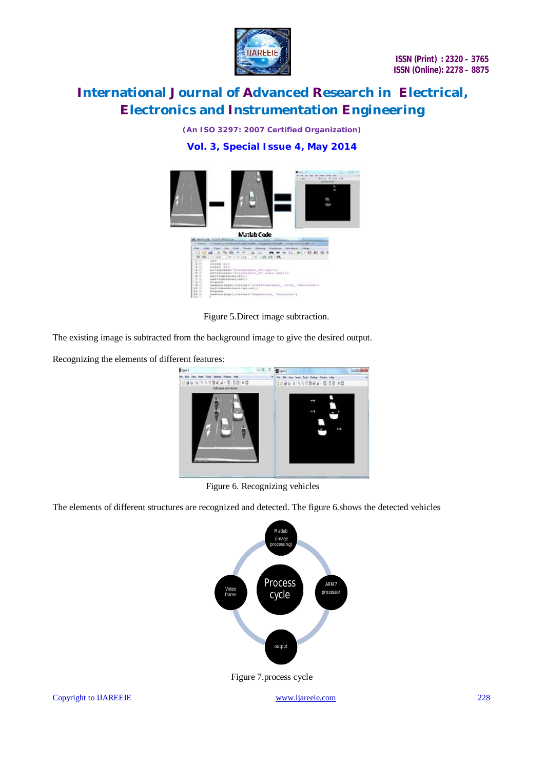Figure 5.Direct image subtraction.

The existing image is subtracted from the background image to give the desired output.

Recognizing the elements of different features:

Figure 6. Recognizing vehicles

The elements of different structures are recognized and detected. The figure 6.shows the detected vehicles

Figure 7.process cycle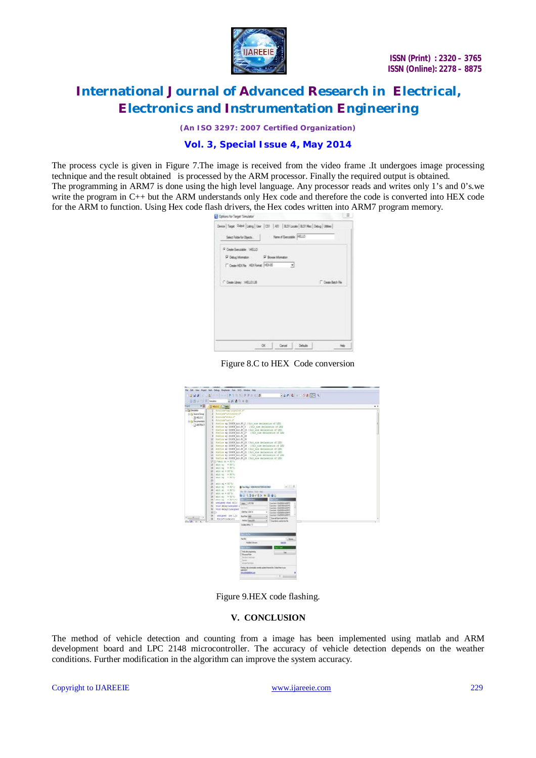The process cycle is given in Figure 7.The image is received from the video frame .It undergoes image processing technique and the result obtained is processed by the ARM processor. Finally the required output is obtained.
The programming in ARM7 is done using the high level language. Any processor reads and writes only 1's and 0's.we write the program in C++ but the ARM understands only Hex code and therefore the code is converted into HEX code for the ARM to function. Using Hex code flash drivers, the Hex codes written into ARM7 program memory.

Figure 8.C to HEX Code conversion

Figure 9.HEX code flashing.

## V. CONCLUSION

The method of vehicle detection and counting from a image has been implemented using matlab and ARM development board and LPC 2148 microcontroller. The accuracy of vehicle detection depends on the weather conditions. Further modification in the algorithm can improve the system accuracy.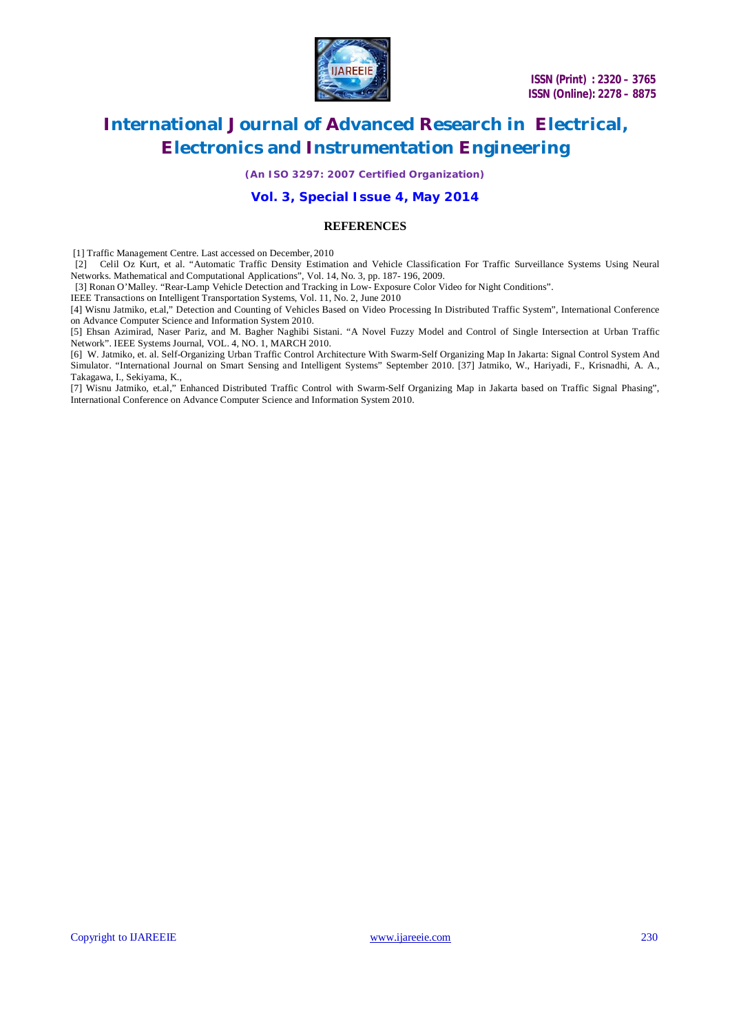## REFERENCES

[1] Traffic Management Centre. Last accessed on December, 2010

[2] Celil Oz Kurt, et al. "Automatic Traffic Density Estimation and Vehicle Classification For Traffic Surveillance Systems Using Neural Networks. Mathematical and Computational Applications", Vol. 14, No. 3, pp. 187- 196, 2009.

[3] Ronan O'Malley. "Rear-Lamp Vehicle Detection and Tracking in Low- Exposure Color Video for Night Conditions".
IEEE Transactions on Intelligent Transportation Systems, Vol. 11, No. 2, June 2010

[4] Wisnu Jatmiko, et.al," Detection and Counting of Vehicles Based on Video Processing In Distributed Traffic System", International Conference on Advance Computer Science and Information System 2010.

[5] Ehsan Azimirad, Naser Pariz, and M. Bagher Naghibi Sistani. "A Novel Fuzzy Model and Control of Single Intersection at Urban Traffic Network". IEEE Systems Journal, VOL. 4, NO. 1, MARCH 2010.

[6] W. Jatmiko, et. al. Self-Organizing Urban Traffic Control Architecture With Swarm-Self Organizing Map In Jakarta: Signal Control System And Simulator. "International Journal on Smart Sensing and Intelligent Systems" September 2010. [37] Jatmiko, W., Hariyadi, F., Krisnadhi, A. A., Takagawa, I., Sekiyama, K.,

[7] Wisnu Jatmiko, et.al," Enhanced Distributed Traffic Control with Swarm-Self Organizing Map in Jakarta based on Traffic Signal Phasing", International Conference on Advance Computer Science and Information System 2010.